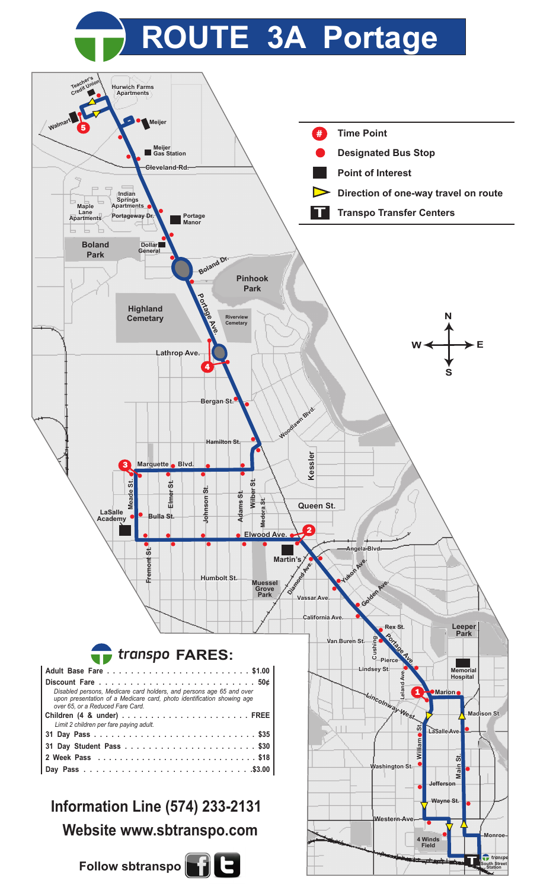# ROUTE 3A Portage

| Symbol | Meaning |
|---|---|
| # | Time Point |
| ● | Designated Bus Stop |
| ■ | Point of Interest |
| ▷ | Direction of one-way travel on route |
| T | Transpo Transfer Centers |

## transpo FARES:

| Fare | Price |
|---|---|
| **Adult Base Fare** | **$1.00** |
| **Discount Fare** *Disabled persons, Medicare card holders, and persons age 65 and over upon presentation of a Medicare card, photo identification showing age over 65, or a Reduced Fare Card.* | **50¢** |
| **Children (4 & under)** *Limit 2 children per fare paying adult.* | **FREE** |
| **31 Day Pass** | **$35** |
| **31 Day Student Pass** | **$30** |
| **2 Week Pass** | **$18** |
| **Day Pass** | **$3.00** |

**Information Line (574) 233-2131**

**Website www.sbtranspo.com**

**Follow sbtranspo**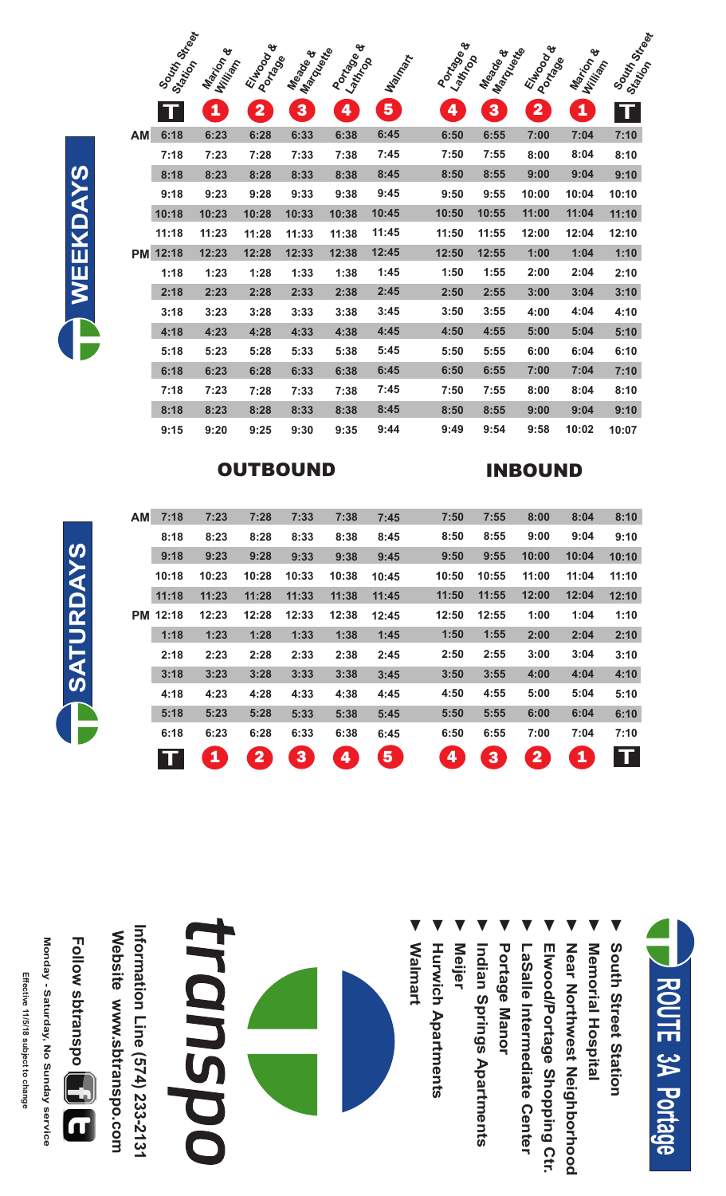# ROUTE 3A Portage

- South Street Station
- Memorial Hospital
- Near Northwest Neighborhood
- Elwood/Portage Shopping Ctr.
- LaSalle Intermediate Center
- Portage Manor
- Indian Springs Apartments
- Meijer
- Hurwich Apartments
- Walmart

## WEEKDAYS

| | OUTBOUND | | | | | | INBOUND | | | | |
|---|---|---|---|---|---|---|---|---|---|---|---|
| | South Street Station (T) | Marion & William (1) | Elwood & Portage (2) | Meade & Marquette (3) | Portage & Lathrop (4) | Walmart (5) | Portage & Lathrop (4) | Meade & Marquette (3) | Elwood & Portage (2) | Marion & William (1) | South Street Station (T) |
| AM | 6:18 | 6:23 | 6:28 | 6:33 | 6:38 | 6:45 | 6:50 | 6:55 | 7:00 | 7:04 | 7:10 |
| | 7:18 | 7:23 | 7:28 | 7:33 | 7:38 | 7:45 | 7:50 | 7:55 | 8:00 | 8:04 | 8:10 |
| | 8:18 | 8:23 | 8:28 | 8:33 | 8:38 | 8:45 | 8:50 | 8:55 | 9:00 | 9:04 | 9:10 |
| | 9:18 | 9:23 | 9:28 | 9:33 | 9:38 | 9:45 | 9:50 | 9:55 | 10:00 | 10:04 | 10:10 |
| | 10:18 | 10:23 | 10:28 | 10:33 | 10:38 | 10:45 | 10:50 | 10:55 | 11:00 | 11:04 | 11:10 |
| | 11:18 | 11:23 | 11:28 | 11:33 | 11:38 | 11:45 | 11:50 | 11:55 | 12:00 | 12:04 | 12:10 |
| PM | 12:18 | 12:23 | 12:28 | 12:33 | 12:38 | 12:45 | 12:50 | 12:55 | 1:00 | 1:04 | 1:10 |
| | 1:18 | 1:23 | 1:28 | 1:33 | 1:38 | 1:45 | 1:50 | 1:55 | 2:00 | 2:04 | 2:10 |
| | 2:18 | 2:23 | 2:28 | 2:33 | 2:38 | 2:45 | 2:50 | 2:55 | 3:00 | 3:04 | 3:10 |
| | 3:18 | 3:23 | 3:28 | 3:33 | 3:38 | 3:45 | 3:50 | 3:55 | 4:00 | 4:04 | 4:10 |
| | 4:18 | 4:23 | 4:28 | 4:33 | 4:38 | 4:45 | 4:50 | 4:55 | 5:00 | 5:04 | 5:10 |
| | 5:18 | 5:23 | 5:28 | 5:33 | 5:38 | 5:45 | 5:50 | 5:55 | 6:00 | 6:04 | 6:10 |
| | 6:18 | 6:23 | 6:28 | 6:33 | 6:38 | 6:45 | 6:50 | 6:55 | 7:00 | 7:04 | 7:10 |
| | 7:18 | 7:23 | 7:28 | 7:33 | 7:38 | 7:45 | 7:50 | 7:55 | 8:00 | 8:04 | 8:10 |
| | 8:18 | 8:23 | 8:28 | 8:33 | 8:38 | 8:45 | 8:50 | 8:55 | 9:00 | 9:04 | 9:10 |
| | 9:15 | 9:20 | 9:25 | 9:30 | 9:35 | 9:44 | 9:49 | 9:54 | 9:58 | 10:02 | 10:07 |

## SATURDAYS

| | OUTBOUND | | | | | | INBOUND | | | | |
|---|---|---|---|---|---|---|---|---|---|---|---|
| | T | 1 | 2 | 3 | 4 | 5 | 4 | 3 | 2 | 1 | T |
| AM | 7:18 | 7:23 | 7:28 | 7:33 | 7:38 | 7:45 | 7:50 | 7:55 | 8:00 | 8:04 | 8:10 |
| | 8:18 | 8:23 | 8:28 | 8:33 | 8:38 | 8:45 | 8:50 | 8:55 | 9:00 | 9:04 | 9:10 |
| | 9:18 | 9:23 | 9:28 | 9:33 | 9:38 | 9:45 | 9:50 | 9:55 | 10:00 | 10:04 | 10:10 |
| | 10:18 | 10:23 | 10:28 | 10:33 | 10:38 | 10:45 | 10:50 | 10:55 | 11:00 | 11:04 | 11:10 |
| | 11:18 | 11:23 | 11:28 | 11:33 | 11:38 | 11:45 | 11:50 | 11:55 | 12:00 | 12:04 | 12:10 |
| PM | 12:18 | 12:23 | 12:28 | 12:33 | 12:38 | 12:45 | 12:50 | 12:55 | 1:00 | 1:04 | 1:10 |
| | 1:18 | 1:23 | 1:28 | 1:33 | 1:38 | 1:45 | 1:50 | 1:55 | 2:00 | 2:04 | 2:10 |
| | 2:18 | 2:23 | 2:28 | 2:33 | 2:38 | 2:45 | 2:50 | 2:55 | 3:00 | 3:04 | 3:10 |
| | 3:18 | 3:23 | 3:28 | 3:33 | 3:38 | 3:45 | 3:50 | 3:55 | 4:00 | 4:04 | 4:10 |
| | 4:18 | 4:23 | 4:28 | 4:33 | 4:38 | 4:45 | 4:50 | 4:55 | 5:00 | 5:04 | 5:10 |
| | 5:18 | 5:23 | 5:28 | 5:33 | 5:38 | 5:45 | 5:50 | 5:55 | 6:00 | 6:04 | 6:10 |
| | 6:18 | 6:23 | 6:28 | 6:33 | 6:38 | 6:45 | 6:50 | 6:55 | 7:00 | 7:04 | 7:10 |

transpo

**Information Line (574) 233-2131**
**Website www.sbtranspo.com**

**Follow sbtranspo**

**Monday - Saturday, No Sunday service**

Effective 11/5/18 subject to change